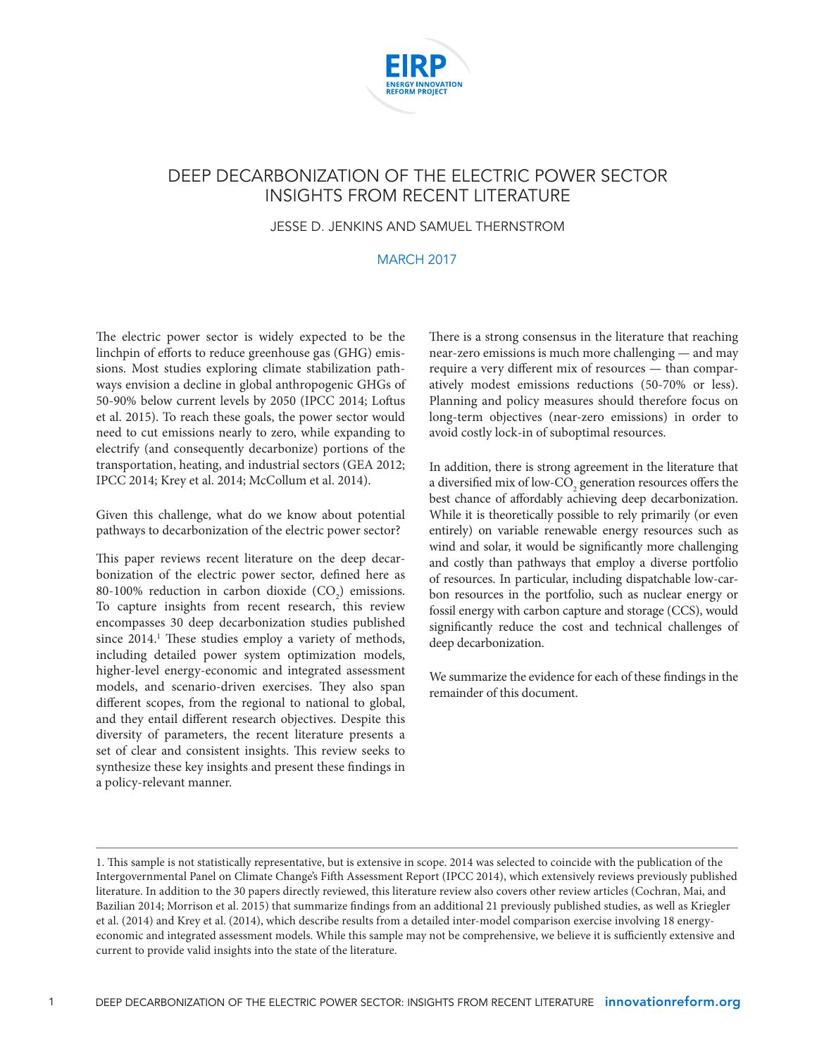# DEEP DECARBONIZATION OF THE ELECTRIC POWER SECTOR INSIGHTS FROM RECENT LITERATURE

JESSE D. JENKINS AND SAMUEL THERNSTROM

MARCH 2017

The electric power sector is widely expected to be the linchpin of efforts to reduce greenhouse gas (GHG) emissions. Most studies exploring climate stabilization pathways envision a decline in global anthropogenic GHGs of 50-90% below current levels by 2050 (IPCC 2014; Loftus et al. 2015). To reach these goals, the power sector would need to cut emissions nearly to zero, while expanding to electrify (and consequently decarbonize) portions of the transportation, heating, and industrial sectors (GEA 2012; IPCC 2014; Krey et al. 2014; McCollum et al. 2014).

Given this challenge, what do we know about potential pathways to decarbonization of the electric power sector?

This paper reviews recent literature on the deep decarbonization of the electric power sector, defined here as 80-100% reduction in carbon dioxide ($CO_2$) emissions. To capture insights from recent research, this review encompasses 30 deep decarbonization studies published since 2014.[1] These studies employ a variety of methods, including detailed power system optimization models, higher-level energy-economic and integrated assessment models, and scenario-driven exercises. They also span different scopes, from the regional to national to global, and they entail different research objectives. Despite this diversity of parameters, the recent literature presents a set of clear and consistent insights. This review seeks to synthesize these key insights and present these findings in a policy-relevant manner.

There is a strong consensus in the literature that reaching near-zero emissions is much more challenging — and may require a very different mix of resources — than comparatively modest emissions reductions (50-70% or less). Planning and policy measures should therefore focus on long-term objectives (near-zero emissions) in order to avoid costly lock-in of suboptimal resources.

In addition, there is strong agreement in the literature that a diversified mix of low-$CO_2$ generation resources offers the best chance of affordably achieving deep decarbonization. While it is theoretically possible to rely primarily (or even entirely) on variable renewable energy resources such as wind and solar, it would be significantly more challenging and costly than pathways that employ a diverse portfolio of resources. In particular, including dispatchable low-carbon resources in the portfolio, such as nuclear energy or fossil energy with carbon capture and storage (CCS), would significantly reduce the cost and technical challenges of deep decarbonization.

We summarize the evidence for each of these findings in the remainder of this document.

---

1. This sample is not statistically representative, but is extensive in scope. 2014 was selected to coincide with the publication of the Intergovernmental Panel on Climate Change's Fifth Assessment Report (IPCC 2014), which extensively reviews previously published literature. In addition to the 30 papers directly reviewed, this literature review also covers other review articles (Cochran, Mai, and Bazilian 2014; Morrison et al. 2015) that summarize findings from an additional 21 previously published studies, as well as Kriegler et al. (2014) and Krey et al. (2014), which describe results from a detailed inter-model comparison exercise involving 18 energy-economic and integrated assessment models. While this sample may not be comprehensive, we believe it is sufficiently extensive and current to provide valid insights into the state of the literature.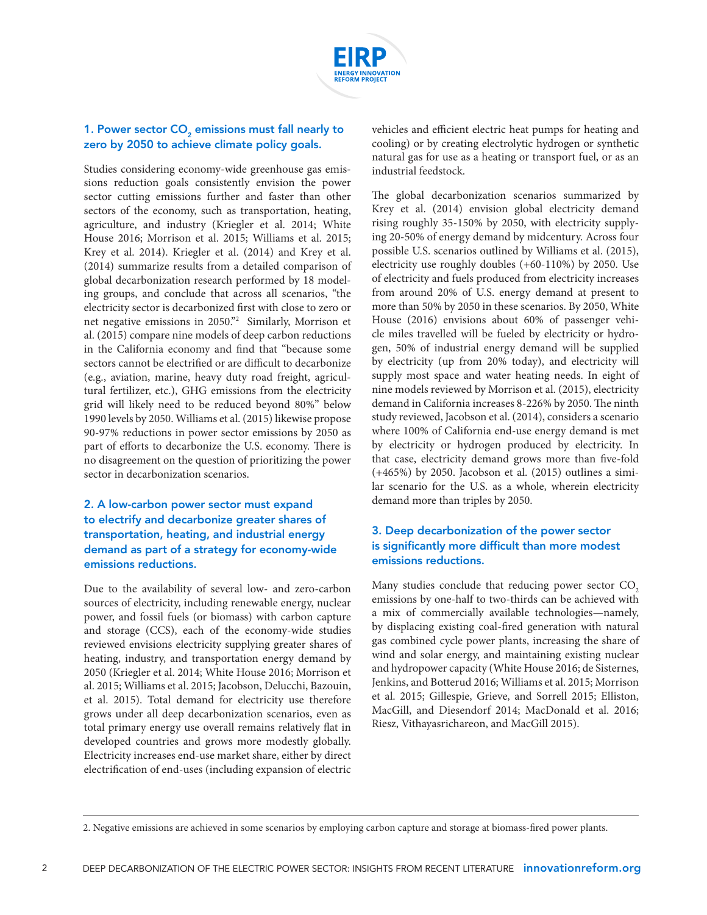## 1. Power sector $CO_2$ emissions must fall nearly to zero by 2050 to achieve climate policy goals.

Studies considering economy-wide greenhouse gas emissions reduction goals consistently envision the power sector cutting emissions further and faster than other sectors of the economy, such as transportation, heating, agriculture, and industry (Kriegler et al. 2014; White House 2016; Morrison et al. 2015; Williams et al. 2015; Krey et al. 2014). Kriegler et al. (2014) and Krey et al. (2014) summarize results from a detailed comparison of global decarbonization research performed by 18 modeling groups, and conclude that across all scenarios, "the electricity sector is decarbonized first with close to zero or net negative emissions in 2050."[2] Similarly, Morrison et al. (2015) compare nine models of deep carbon reductions in the California economy and find that "because some sectors cannot be electrified or are difficult to decarbonize (e.g., aviation, marine, heavy duty road freight, agricultural fertilizer, etc.), GHG emissions from the electricity grid will likely need to be reduced beyond 80%" below 1990 levels by 2050. Williams et al. (2015) likewise propose 90-97% reductions in power sector emissions by 2050 as part of efforts to decarbonize the U.S. economy. There is no disagreement on the question of prioritizing the power sector in decarbonization scenarios.

## 2. A low-carbon power sector must expand to electrify and decarbonize greater shares of transportation, heating, and industrial energy demand as part of a strategy for economy-wide emissions reductions.

Due to the availability of several low- and zero-carbon sources of electricity, including renewable energy, nuclear power, and fossil fuels (or biomass) with carbon capture and storage (CCS), each of the economy-wide studies reviewed envisions electricity supplying greater shares of heating, industry, and transportation energy demand by 2050 (Kriegler et al. 2014; White House 2016; Morrison et al. 2015; Williams et al. 2015; Jacobson, Delucchi, Bazouin, et al. 2015). Total demand for electricity use therefore grows under all deep decarbonization scenarios, even as total primary energy use overall remains relatively flat in developed countries and grows more modestly globally. Electricity increases end-use market share, either by direct electrification of end-uses (including expansion of electric vehicles and efficient electric heat pumps for heating and cooling) or by creating electrolytic hydrogen or synthetic natural gas for use as a heating or transport fuel, or as an industrial feedstock.

The global decarbonization scenarios summarized by Krey et al. (2014) envision global electricity demand rising roughly 35-150% by 2050, with electricity supplying 20-50% of energy demand by midcentury. Across four possible U.S. scenarios outlined by Williams et al. (2015), electricity use roughly doubles (+60-110%) by 2050. Use of electricity and fuels produced from electricity increases from around 20% of U.S. energy demand at present to more than 50% by 2050 in these scenarios. By 2050, White House (2016) envisions about 60% of passenger vehicle miles travelled will be fueled by electricity or hydrogen, 50% of industrial energy demand will be supplied by electricity (up from 20% today), and electricity will supply most space and water heating needs. In eight of nine models reviewed by Morrison et al. (2015), electricity demand in California increases 8-226% by 2050. The ninth study reviewed, Jacobson et al. (2014), considers a scenario where 100% of California end-use energy demand is met by electricity or hydrogen produced by electricity. In that case, electricity demand grows more than five-fold (+465%) by 2050. Jacobson et al. (2015) outlines a similar scenario for the U.S. as a whole, wherein electricity demand more than triples by 2050.

## 3. Deep decarbonization of the power sector is significantly more difficult than more modest emissions reductions.

Many studies conclude that reducing power sector $CO_2$ emissions by one-half to two-thirds can be achieved with a mix of commercially available technologies—namely, by displacing existing coal-fired generation with natural gas combined cycle power plants, increasing the share of wind and solar energy, and maintaining existing nuclear and hydropower capacity (White House 2016; de Sisternes, Jenkins, and Botterud 2016; Williams et al. 2015; Morrison et al. 2015; Gillespie, Grieve, and Sorrell 2015; Elliston, MacGill, and Diesendorf 2014; MacDonald et al. 2016; Riesz, Vithayasrichareon, and MacGill 2015).

---

2. Negative emissions are achieved in some scenarios by employing carbon capture and storage at biomass-fired power plants.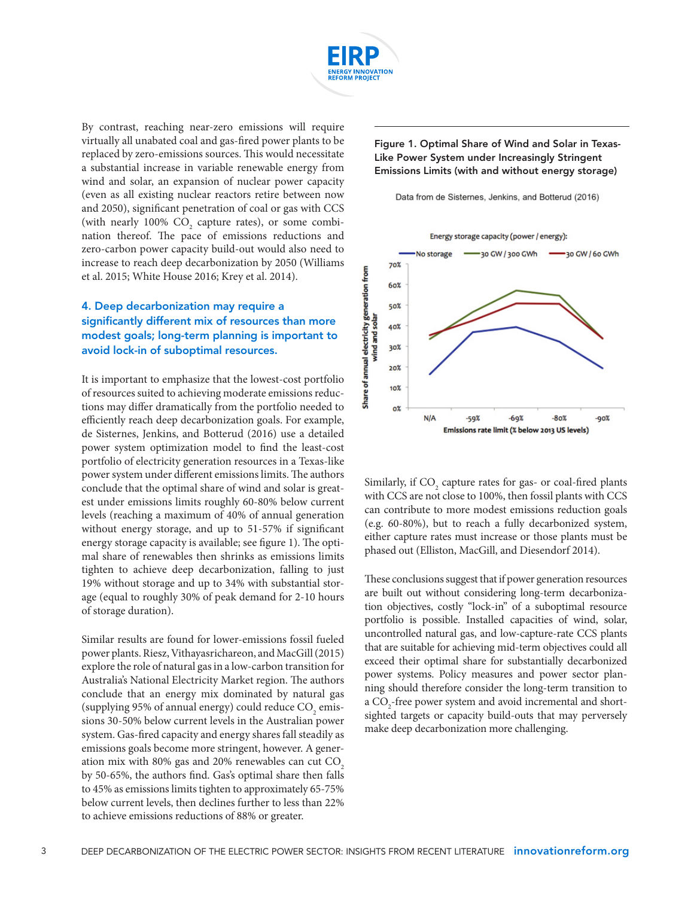By contrast, reaching near-zero emissions will require virtually all unabated coal and gas-fired power plants to be replaced by zero-emissions sources. This would necessitate a substantial increase in variable renewable energy from wind and solar, an expansion of nuclear power capacity (even as all existing nuclear reactors retire between now and 2050), significant penetration of coal or gas with CCS (with nearly 100% $CO_2$ capture rates), or some combination thereof. The pace of emissions reductions and zero-carbon power capacity build-out would also need to increase to reach deep decarbonization by 2050 (Williams et al. 2015; White House 2016; Krey et al. 2014).

### 4. Deep decarbonization may require a significantly different mix of resources than more modest goals; long-term planning is important to avoid lock-in of suboptimal resources.

It is important to emphasize that the lowest-cost portfolio of resources suited to achieving moderate emissions reductions may differ dramatically from the portfolio needed to efficiently reach deep decarbonization goals. For example, de Sisternes, Jenkins, and Botterud (2016) use a detailed power system optimization model to find the least-cost portfolio of electricity generation resources in a Texas-like power system under different emissions limits. The authors conclude that the optimal share of wind and solar is greatest under emissions limits roughly 60-80% below current levels (reaching a maximum of 40% of annual generation without energy storage, and up to 51-57% if significant energy storage capacity is available; see figure 1). The optimal share of renewables then shrinks as emissions limits tighten to achieve deep decarbonization, falling to just 19% without storage and up to 34% with substantial storage (equal to roughly 30% of peak demand for 2-10 hours of storage duration).

Similar results are found for lower-emissions fossil fueled power plants. Riesz, Vithayasrichareon, and MacGill (2015) explore the role of natural gas in a low-carbon transition for Australia's National Electricity Market region. The authors conclude that an energy mix dominated by natural gas (supplying 95% of annual energy) could reduce $CO_2$ emissions 30-50% below current levels in the Australian power system. Gas-fired capacity and energy shares fall steadily as emissions goals become more stringent, however. A generation mix with 80% gas and 20% renewables can cut $CO_2$ by 50-65%, the authors find. Gas's optimal share then falls to 45% as emissions limits tighten to approximately 65-75% below current levels, then declines further to less than 22% to achieve emissions reductions of 88% or greater.

**Figure 1. Optimal Share of Wind and Solar in Texas-Like Power System under Increasingly Stringent Emissions Limits (with and without energy storage)**

Data from de Sisternes, Jenkins, and Botterud (2016)

Similarly, if $CO_2$ capture rates for gas- or coal-fired plants with CCS are not close to 100%, then fossil plants with CCS can contribute to more modest emissions reduction goals (e.g. 60-80%), but to reach a fully decarbonized system, either capture rates must increase or those plants must be phased out (Elliston, MacGill, and Diesendorf 2014).

These conclusions suggest that if power generation resources are built out without considering long-term decarbonization objectives, costly "lock-in" of a suboptimal resource portfolio is possible. Installed capacities of wind, solar, uncontrolled natural gas, and low-capture-rate CCS plants that are suitable for achieving mid-term objectives could all exceed their optimal share for substantially decarbonized power systems. Policy measures and power sector planning should therefore consider the long-term transition to a $CO_2$-free power system and avoid incremental and short-sighted targets or capacity build-outs that may perversely make deep decarbonization more challenging.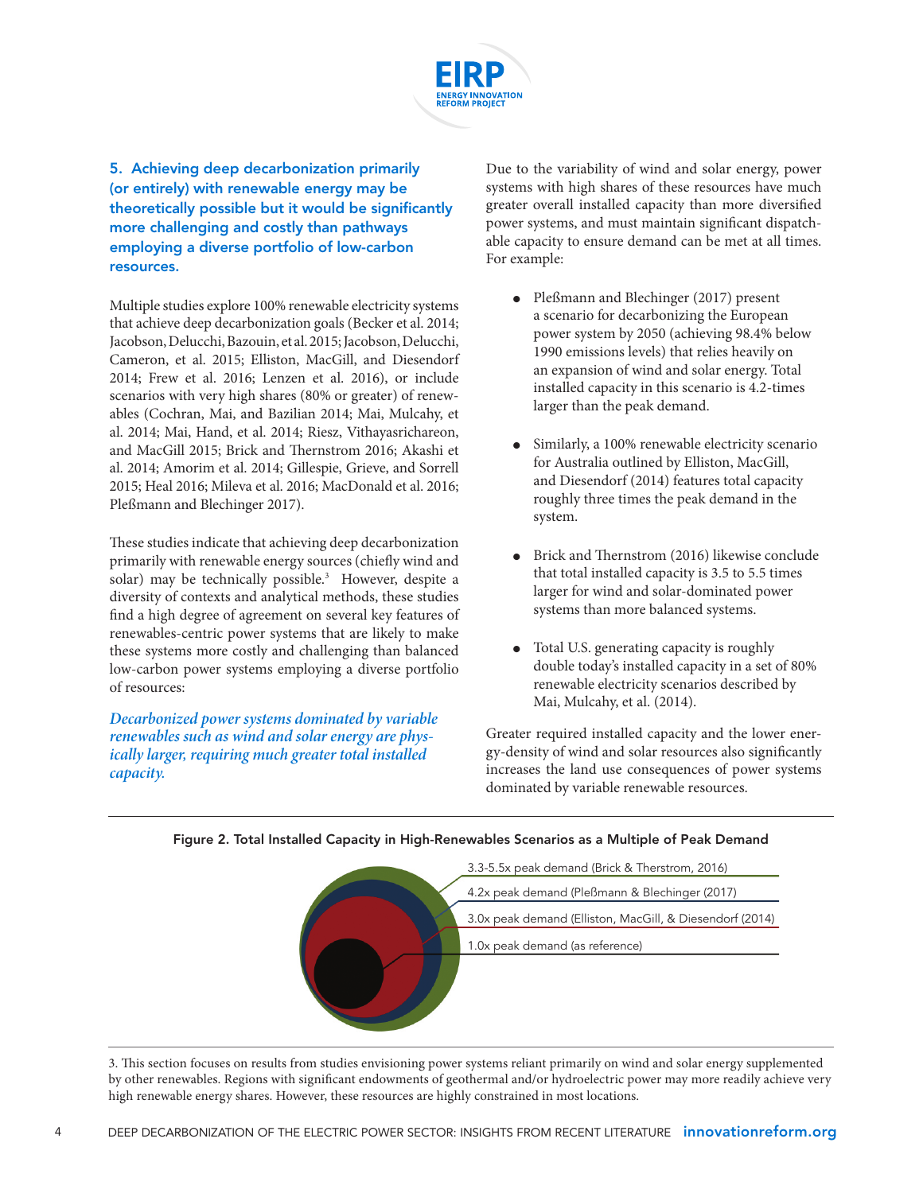### 5. Achieving deep decarbonization primarily (or entirely) with renewable energy may be theoretically possible but it would be significantly more challenging and costly than pathways employing a diverse portfolio of low-carbon resources.

Multiple studies explore 100% renewable electricity systems that achieve deep decarbonization goals (Becker et al. 2014; Jacobson, Delucchi, Bazouin, et al. 2015; Jacobson, Delucchi, Cameron, et al. 2015; Elliston, MacGill, and Diesendorf 2014; Frew et al. 2016; Lenzen et al. 2016), or include scenarios with very high shares (80% or greater) of renewables (Cochran, Mai, and Bazilian 2014; Mai, Mulcahy, et al. 2014; Mai, Hand, et al. 2014; Riesz, Vithayasrichareon, and MacGill 2015; Brick and Thernstrom 2016; Akashi et al. 2014; Amorim et al. 2014; Gillespie, Grieve, and Sorrell 2015; Heal 2016; Mileva et al. 2016; MacDonald et al. 2016; Pleßmann and Blechinger 2017).

These studies indicate that achieving deep decarbonization primarily with renewable energy sources (chiefly wind and solar) may be technically possible.[3] However, despite a diversity of contexts and analytical methods, these studies find a high degree of agreement on several key features of renewables-centric power systems that are likely to make these systems more costly and challenging than balanced low-carbon power systems employing a diverse portfolio of resources:

*Decarbonized power systems dominated by variable renewables such as wind and solar energy are physically larger, requiring much greater total installed capacity.*

Due to the variability of wind and solar energy, power systems with high shares of these resources have much greater overall installed capacity than more diversified power systems, and must maintain significant dispatchable capacity to ensure demand can be met at all times. For example:

- Pleßmann and Blechinger (2017) present a scenario for decarbonizing the European power system by 2050 (achieving 98.4% below 1990 emissions levels) that relies heavily on an expansion of wind and solar energy. Total installed capacity in this scenario is 4.2-times larger than the peak demand.
- Similarly, a 100% renewable electricity scenario for Australia outlined by Elliston, MacGill, and Diesendorf (2014) features total capacity roughly three times the peak demand in the system.
- Brick and Thernstrom (2016) likewise conclude that total installed capacity is 3.5 to 5.5 times larger for wind and solar-dominated power systems than more balanced systems.
- Total U.S. generating capacity is roughly double today's installed capacity in a set of 80% renewable electricity scenarios described by Mai, Mulcahy, et al. (2014).

Greater required installed capacity and the lower energy-density of wind and solar resources also significantly increases the land use consequences of power systems dominated by variable renewable resources.

**Figure 2. Total Installed Capacity in High-Renewables Scenarios as a Multiple of Peak Demand**

- 3.3-5.5x peak demand (Brick & Therstrom, 2016)
- 4.2x peak demand (Pleßmann & Blechinger (2017)
- 3.0x peak demand (Elliston, MacGill, & Diesendorf (2014)
- 1.0x peak demand (as reference)

3. This section focuses on results from studies envisioning power systems reliant primarily on wind and solar energy supplemented by other renewables. Regions with significant endowments of geothermal and/or hydroelectric power may more readily achieve very high renewable energy shares. However, these resources are highly constrained in most locations.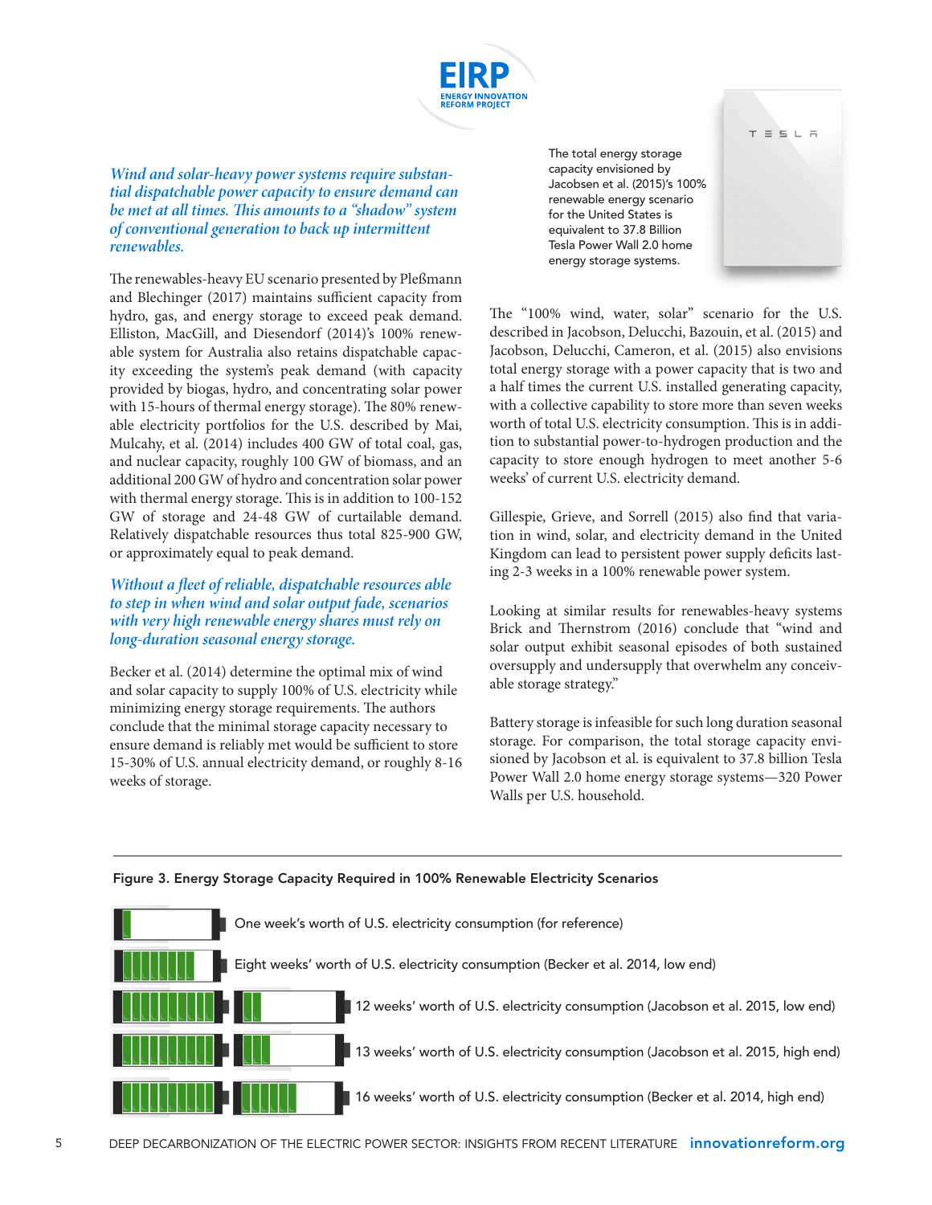*Wind and solar-heavy power systems require substantial dispatchable power capacity to ensure demand can be met at all times. This amounts to a "shadow" system of conventional generation to back up intermittent renewables.*

The renewables-heavy EU scenario presented by Pleßmann and Blechinger (2017) maintains sufficient capacity from hydro, gas, and energy storage to exceed peak demand. Elliston, MacGill, and Diesendorf (2014)'s 100% renewable system for Australia also retains dispatchable capacity exceeding the system's peak demand (with capacity provided by biogas, hydro, and concentrating solar power with 15-hours of thermal energy storage). The 80% renewable electricity portfolios for the U.S. described by Mai, Mulcahy, et al. (2014) includes 400 GW of total coal, gas, and nuclear capacity, roughly 100 GW of biomass, and an additional 200 GW of hydro and concentration solar power with thermal energy storage. This is in addition to 100-152 GW of storage and 24-48 GW of curtailable demand. Relatively dispatchable resources thus total 825-900 GW, or approximately equal to peak demand.

*Without a fleet of reliable, dispatchable resources able to step in when wind and solar output fade, scenarios with very high renewable energy shares must rely on long-duration seasonal energy storage.*

Becker et al. (2014) determine the optimal mix of wind and solar capacity to supply 100% of U.S. electricity while minimizing energy storage requirements. The authors conclude that the minimal storage capacity necessary to ensure demand is reliably met would be sufficient to store 15-30% of U.S. annual electricity demand, or roughly 8-16 weeks of storage.

The total energy storage capacity envisioned by Jacobsen et al. (2015)'s 100% renewable energy scenario for the United States is equivalent to 37.8 Billion Tesla Power Wall 2.0 home energy storage systems.

The "100% wind, water, solar" scenario for the U.S. described in Jacobson, Delucchi, Bazouin, et al. (2015) and Jacobson, Delucchi, Cameron, et al. (2015) also envisions total energy storage with a power capacity that is two and a half times the current U.S. installed generating capacity, with a collective capability to store more than seven weeks worth of total U.S. electricity consumption. This is in addition to substantial power-to-hydrogen production and the capacity to store enough hydrogen to meet another 5-6 weeks' of current U.S. electricity demand.

Gillespie, Grieve, and Sorrell (2015) also find that variation in wind, solar, and electricity demand in the United Kingdom can lead to persistent power supply deficits lasting 2-3 weeks in a 100% renewable power system.

Looking at similar results for renewables-heavy systems Brick and Thernstrom (2016) conclude that "wind and solar output exhibit seasonal episodes of both sustained oversupply and undersupply that overwhelm any conceivable storage strategy."

Battery storage is infeasible for such long duration seasonal storage. For comparison, the total storage capacity envisioned by Jacobson et al. is equivalent to 37.8 billion Tesla Power Wall 2.0 home energy storage systems—320 Power Walls per U.S. household.

**Figure 3. Energy Storage Capacity Required in 100% Renewable Electricity Scenarios**

- One week's worth of U.S. electricity consumption (for reference)
- Eight weeks' worth of U.S. electricity consumption (Becker et al. 2014, low end)
- 12 weeks' worth of U.S. electricity consumption (Jacobson et al. 2015, low end)
- 13 weeks' worth of U.S. electricity consumption (Jacobson et al. 2015, high end)
- 16 weeks' worth of U.S. electricity consumption (Becker et al. 2014, high end)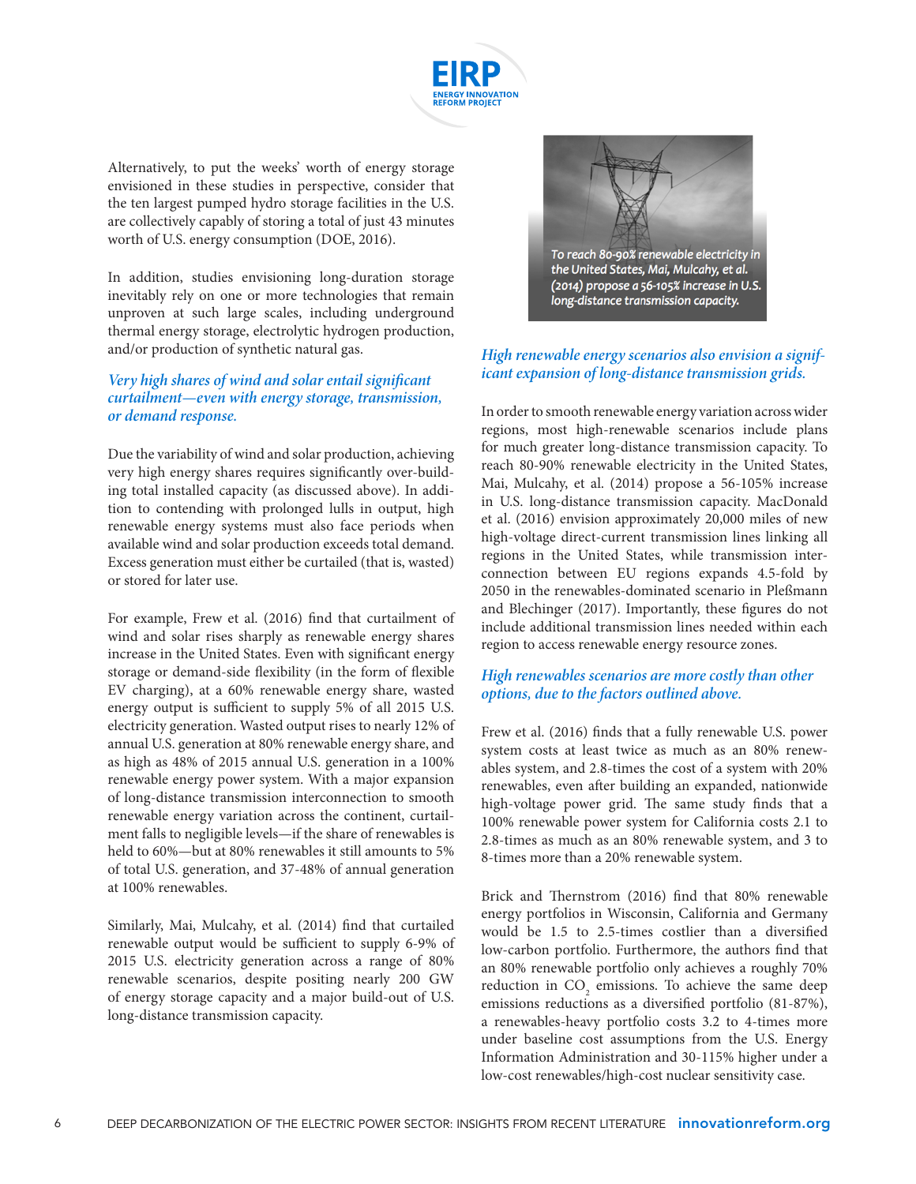Alternatively, to put the weeks' worth of energy storage envisioned in these studies in perspective, consider that the ten largest pumped hydro storage facilities in the U.S. are collectively capable of storing a total of just 43 minutes worth of U.S. energy consumption (DOE, 2016).

In addition, studies envisioning long-duration storage inevitably rely on one or more technologies that remain unproven at such large scales, including underground thermal energy storage, electrolytic hydrogen production, and/or production of synthetic natural gas.

### *Very high shares of wind and solar entail significant curtailment—even with energy storage, transmission, or demand response.*

Due the variability of wind and solar production, achieving very high energy shares requires significantly over-building total installed capacity (as discussed above). In addition to contending with prolonged lulls in output, high renewable energy systems must also face periods when available wind and solar production exceeds total demand. Excess generation must either be curtailed (that is, wasted) or stored for later use.

For example, Frew et al. (2016) find that curtailment of wind and solar rises sharply as renewable energy shares increase in the United States. Even with significant energy storage or demand-side flexibility (in the form of flexible EV charging), at a 60% renewable energy share, wasted energy output is sufficient to supply 5% of all 2015 U.S. electricity generation. Wasted output rises to nearly 12% of annual U.S. generation at 80% renewable energy share, and as high as 48% of 2015 annual U.S. generation in a 100% renewable energy power system. With a major expansion of long-distance transmission interconnection to smooth renewable energy variation across the continent, curtailment falls to negligible levels—if the share of renewables is held to 60%—but at 80% renewables it still amounts to 5% of total U.S. generation, and 37-48% of annual generation at 100% renewables.

Similarly, Mai, Mulcahy, et al. (2014) find that curtailed renewable output would be sufficient to supply 6-9% of 2015 U.S. electricity generation across a range of 80% renewable scenarios, despite positing nearly 200 GW of energy storage capacity and a major build-out of U.S. long-distance transmission capacity.

*To reach 80-90% renewable electricity in the United States, Mai, Mulcahy, et al. (2014) propose a 56-105% increase in U.S. long-distance transmission capacity.*

### *High renewable energy scenarios also envision a significant expansion of long-distance transmission grids.*

In order to smooth renewable energy variation across wider regions, most high-renewable scenarios include plans for much greater long-distance transmission capacity. To reach 80-90% renewable electricity in the United States, Mai, Mulcahy, et al. (2014) propose a 56-105% increase in U.S. long-distance transmission capacity. MacDonald et al. (2016) envision approximately 20,000 miles of new high-voltage direct-current transmission lines linking all regions in the United States, while transmission interconnection between EU regions expands 4.5-fold by 2050 in the renewables-dominated scenario in Pleßmann and Blechinger (2017). Importantly, these figures do not include additional transmission lines needed within each region to access renewable energy resource zones.

### *High renewables scenarios are more costly than other options, due to the factors outlined above.*

Frew et al. (2016) finds that a fully renewable U.S. power system costs at least twice as much as an 80% renewables system, and 2.8-times the cost of a system with 20% renewables, even after building an expanded, nationwide high-voltage power grid. The same study finds that a 100% renewable power system for California costs 2.1 to 2.8-times as much as an 80% renewable system, and 3 to 8-times more than a 20% renewable system.

Brick and Thernstrom (2016) find that 80% renewable energy portfolios in Wisconsin, California and Germany would be 1.5 to 2.5-times costlier than a diversified low-carbon portfolio. Furthermore, the authors find that an 80% renewable portfolio only achieves a roughly 70% reduction in $CO_2$ emissions. To achieve the same deep emissions reductions as a diversified portfolio (81-87%), a renewables-heavy portfolio costs 3.2 to 4-times more under baseline cost assumptions from the U.S. Energy Information Administration and 30-115% higher under a low-cost renewables/high-cost nuclear sensitivity case.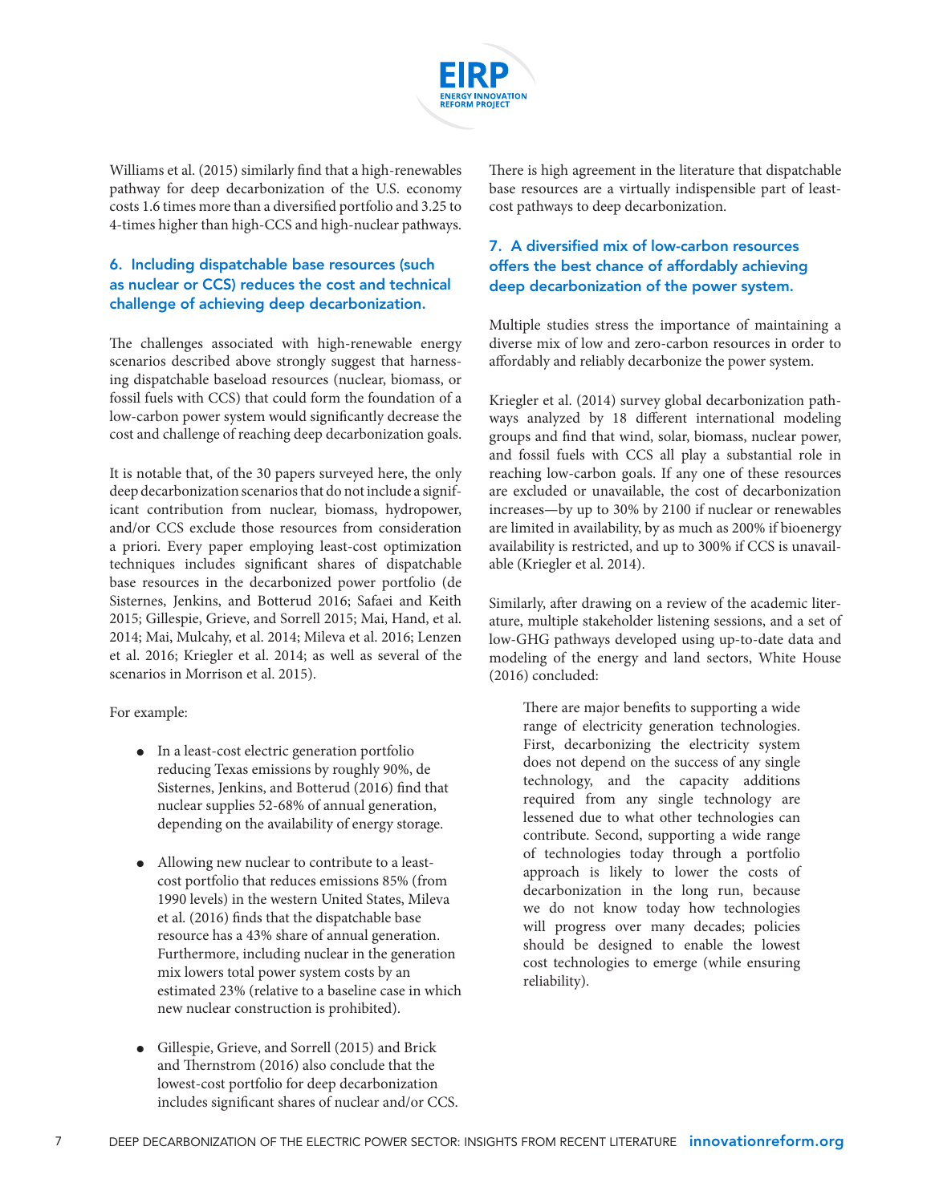Williams et al. (2015) similarly find that a high-renewables pathway for deep decarbonization of the U.S. economy costs 1.6 times more than a diversified portfolio and 3.25 to 4-times higher than high-CCS and high-nuclear pathways.

### 6. Including dispatchable base resources (such as nuclear or CCS) reduces the cost and technical challenge of achieving deep decarbonization.

The challenges associated with high-renewable energy scenarios described above strongly suggest that harnessing dispatchable baseload resources (nuclear, biomass, or fossil fuels with CCS) that could form the foundation of a low-carbon power system would significantly decrease the cost and challenge of reaching deep decarbonization goals.

It is notable that, of the 30 papers surveyed here, the only deep decarbonization scenarios that do not include a significant contribution from nuclear, biomass, hydropower, and/or CCS exclude those resources from consideration a priori. Every paper employing least-cost optimization techniques includes significant shares of dispatchable base resources in the decarbonized power portfolio (de Sisternes, Jenkins, and Botterud 2016; Safaei and Keith 2015; Gillespie, Grieve, and Sorrell 2015; Mai, Hand, et al. 2014; Mai, Mulcahy, et al. 2014; Mileva et al. 2016; Lenzen et al. 2016; Kriegler et al. 2014; as well as several of the scenarios in Morrison et al. 2015).

For example:

- In a least-cost electric generation portfolio reducing Texas emissions by roughly 90%, de Sisternes, Jenkins, and Botterud (2016) find that nuclear supplies 52-68% of annual generation, depending on the availability of energy storage.
- Allowing new nuclear to contribute to a least-cost portfolio that reduces emissions 85% (from 1990 levels) in the western United States, Mileva et al. (2016) finds that the dispatchable base resource has a 43% share of annual generation. Furthermore, including nuclear in the generation mix lowers total power system costs by an estimated 23% (relative to a baseline case in which new nuclear construction is prohibited).
- Gillespie, Grieve, and Sorrell (2015) and Brick and Thernstrom (2016) also conclude that the lowest-cost portfolio for deep decarbonization includes significant shares of nuclear and/or CCS.

There is high agreement in the literature that dispatchable base resources are a virtually indispensible part of least-cost pathways to deep decarbonization.

### 7. A diversified mix of low-carbon resources offers the best chance of affordably achieving deep decarbonization of the power system.

Multiple studies stress the importance of maintaining a diverse mix of low and zero-carbon resources in order to affordably and reliably decarbonize the power system.

Kriegler et al. (2014) survey global decarbonization pathways analyzed by 18 different international modeling groups and find that wind, solar, biomass, nuclear power, and fossil fuels with CCS all play a substantial role in reaching low-carbon goals. If any one of these resources are excluded or unavailable, the cost of decarbonization increases—by up to 30% by 2100 if nuclear or renewables are limited in availability, by as much as 200% if bioenergy availability is restricted, and up to 300% if CCS is unavailable (Kriegler et al. 2014).

Similarly, after drawing on a review of the academic literature, multiple stakeholder listening sessions, and a set of low-GHG pathways developed using up-to-date data and modeling of the energy and land sectors, White House (2016) concluded:

> There are major benefits to supporting a wide range of electricity generation technologies. First, decarbonizing the electricity system does not depend on the success of any single technology, and the capacity additions required from any single technology are lessened due to what other technologies can contribute. Second, supporting a wide range of technologies today through a portfolio approach is likely to lower the costs of decarbonization in the long run, because we do not know today how technologies will progress over many decades; policies should be designed to enable the lowest cost technologies to emerge (while ensuring reliability).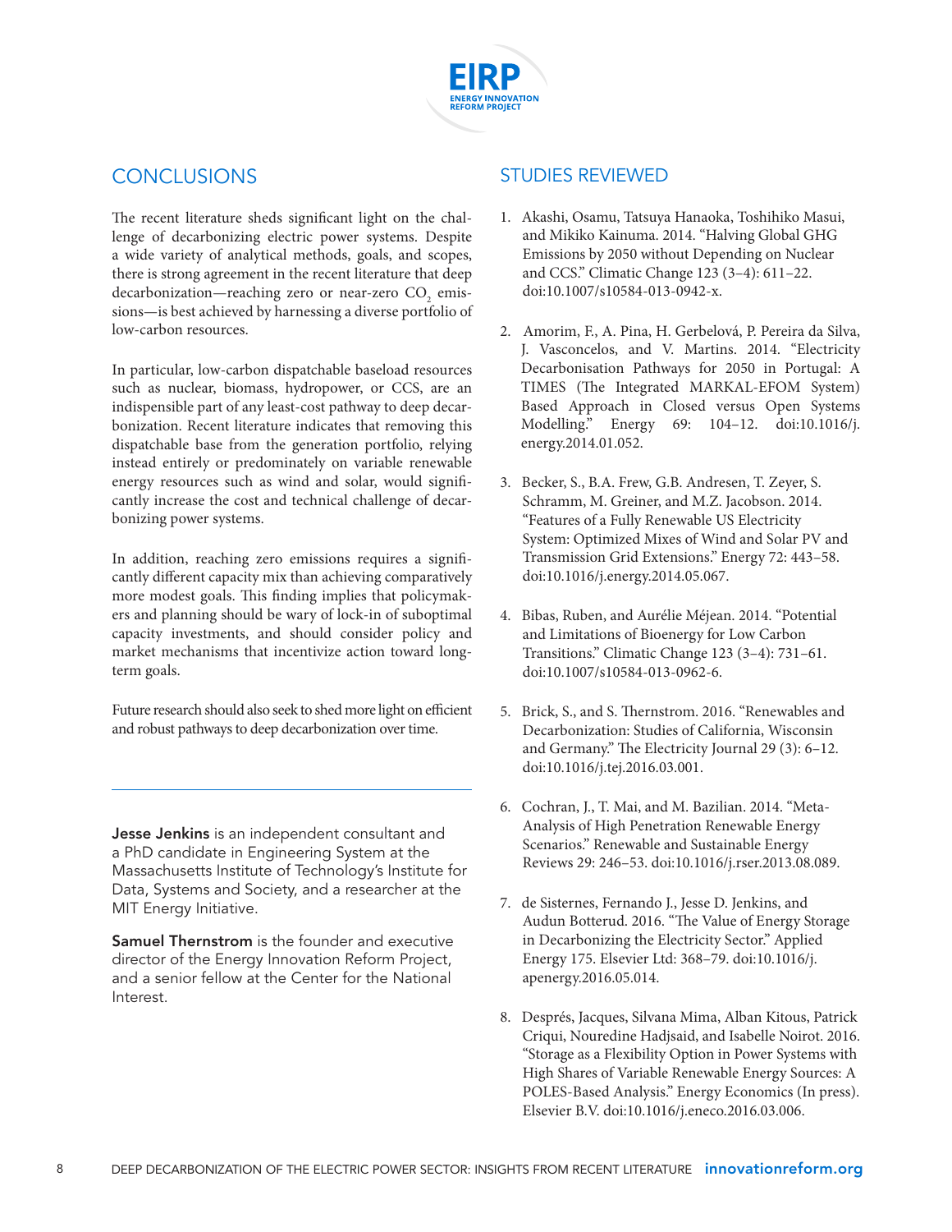## CONCLUSIONS

The recent literature sheds significant light on the challenge of decarbonizing electric power systems. Despite a wide variety of analytical methods, goals, and scopes, there is strong agreement in the recent literature that deep decarbonization—reaching zero or near-zero $CO_2$ emissions—is best achieved by harnessing a diverse portfolio of low-carbon resources.

In particular, low-carbon dispatchable baseload resources such as nuclear, biomass, hydropower, or CCS, are an indispensable part of any least-cost pathway to deep decarbonization. Recent literature indicates that removing this dispatchable base from the generation portfolio, relying instead entirely or predominately on variable renewable energy resources such as wind and solar, would significantly increase the cost and technical challenge of decarbonizing power systems.

In addition, reaching zero emissions requires a significantly different capacity mix than achieving comparatively more modest goals. This finding implies that policymakers and planning should be wary of lock-in of suboptimal capacity investments, and should consider policy and market mechanisms that incentivize action toward long-term goals.

Future research should also seek to shed more light on efficient and robust pathways to deep decarbonization over time.

---

**Jesse Jenkins** is an independent consultant and a PhD candidate in Engineering System at the Massachusetts Institute of Technology's Institute for Data, Systems and Society, and a researcher at the MIT Energy Initiative.

**Samuel Thernstrom** is the founder and executive director of the Energy Innovation Reform Project, and a senior fellow at the Center for the National Interest.

## STUDIES REVIEWED

1. Akashi, Osamu, Tatsuya Hanaoka, Toshihiko Masui, and Mikiko Kainuma. 2014. "Halving Global GHG Emissions by 2050 without Depending on Nuclear and CCS." Climatic Change 123 (3–4): 611–22. doi:10.1007/s10584-013-0942-x.

2. Amorim, F., A. Pina, H. Gerbelová, P. Pereira da Silva, J. Vasconcelos, and V. Martins. 2014. "Electricity Decarbonisation Pathways for 2050 in Portugal: A TIMES (The Integrated MARKAL-EFOM System) Based Approach in Closed versus Open Systems Modelling." Energy 69: 104–12. doi:10.1016/j.energy.2014.01.052.

3. Becker, S., B.A. Frew, G.B. Andresen, T. Zeyer, S. Schramm, M. Greiner, and M.Z. Jacobson. 2014. "Features of a Fully Renewable US Electricity System: Optimized Mixes of Wind and Solar PV and Transmission Grid Extensions." Energy 72: 443–58. doi:10.1016/j.energy.2014.05.067.

4. Bibas, Ruben, and Aurélie Méjean. 2014. "Potential and Limitations of Bioenergy for Low Carbon Transitions." Climatic Change 123 (3–4): 731–61. doi:10.1007/s10584-013-0962-6.

5. Brick, S., and S. Thernstrom. 2016. "Renewables and Decarbonization: Studies of California, Wisconsin and Germany." The Electricity Journal 29 (3): 6–12. doi:10.1016/j.tej.2016.03.001.

6. Cochran, J., T. Mai, and M. Bazilian. 2014. "Meta-Analysis of High Penetration Renewable Energy Scenarios." Renewable and Sustainable Energy Reviews 29: 246–53. doi:10.1016/j.rser.2013.08.089.

7. de Sisternes, Fernando J., Jesse D. Jenkins, and Audun Botterud. 2016. "The Value of Energy Storage in Decarbonizing the Electricity Sector." Applied Energy 175. Elsevier Ltd: 368–79. doi:10.1016/j.apenergy.2016.05.014.

8. Després, Jacques, Silvana Mima, Alban Kitous, Patrick Criqui, Nouredine Hadjsaid, and Isabelle Noirot. 2016. "Storage as a Flexibility Option in Power Systems with High Shares of Variable Renewable Energy Sources: A POLES-Based Analysis." Energy Economics (In press). Elsevier B.V. doi:10.1016/j.eneco.2016.03.006.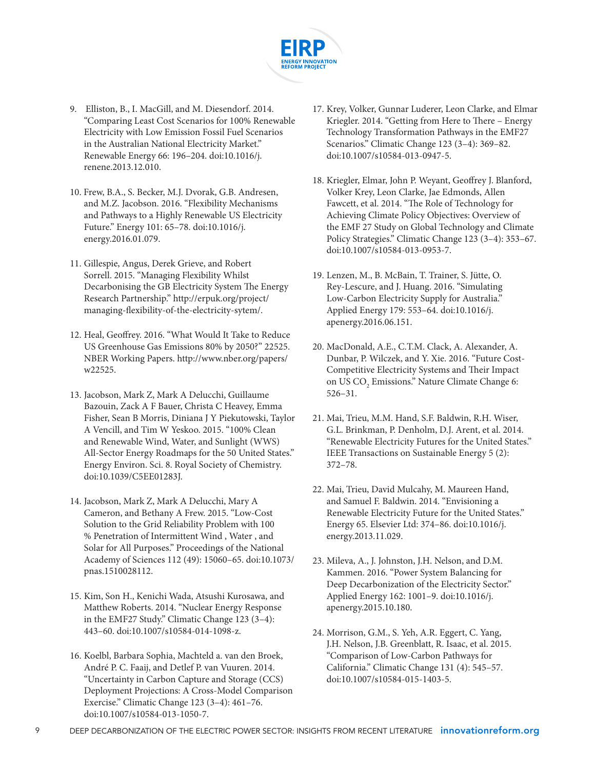9. Elliston, B., I. MacGill, and M. Diesendorf. 2014. "Comparing Least Cost Scenarios for 100% Renewable Electricity with Low Emission Fossil Fuel Scenarios in the Australian National Electricity Market." Renewable Energy 66: 196–204. doi:10.1016/j.renene.2013.12.010.

10. Frew, B.A., S. Becker, M.J. Dvorak, G.B. Andresen, and M.Z. Jacobson. 2016. "Flexibility Mechanisms and Pathways to a Highly Renewable US Electricity Future." Energy 101: 65–78. doi:10.1016/j.energy.2016.01.079.

11. Gillespie, Angus, Derek Grieve, and Robert Sorrell. 2015. "Managing Flexibility Whilst Decarbonising the GB Electricity System The Energy Research Partnership." http://erpuk.org/project/managing-flexibility-of-the-electricity-sytem/.

12. Heal, Geoffrey. 2016. "What Would It Take to Reduce US Greenhouse Gas Emissions 80% by 2050?" 22525. NBER Working Papers. http://www.nber.org/papers/w22525.

13. Jacobson, Mark Z, Mark A Delucchi, Guillaume Bazouin, Zack A F Bauer, Christa C Heavey, Emma Fisher, Sean B Morris, Diniana J Y Piekutowski, Taylor A Vencill, and Tim W Yeskoo. 2015. "100% Clean and Renewable Wind, Water, and Sunlight (WWS) All-Sector Energy Roadmaps for the 50 United States." Energy Environ. Sci. 8. Royal Society of Chemistry. doi:10.1039/C5EE01283J.

14. Jacobson, Mark Z, Mark A Delucchi, Mary A Cameron, and Bethany A Frew. 2015. "Low-Cost Solution to the Grid Reliability Problem with 100 % Penetration of Intermittent Wind , Water , and Solar for All Purposes." Proceedings of the National Academy of Sciences 112 (49): 15060–65. doi:10.1073/pnas.1510028112.

15. Kim, Son H., Kenichi Wada, Atsushi Kurosawa, and Matthew Roberts. 2014. "Nuclear Energy Response in the EMF27 Study." Climatic Change 123 (3–4): 443–60. doi:10.1007/s10584-014-1098-z.

16. Koelbl, Barbara Sophia, Machteld a. van den Broek, André P. C. Faaij, and Detlef P. van Vuuren. 2014. "Uncertainty in Carbon Capture and Storage (CCS) Deployment Projections: A Cross-Model Comparison Exercise." Climatic Change 123 (3–4): 461–76. doi:10.1007/s10584-013-1050-7.

17. Krey, Volker, Gunnar Luderer, Leon Clarke, and Elmar Kriegler. 2014. "Getting from Here to There – Energy Technology Transformation Pathways in the EMF27 Scenarios." Climatic Change 123 (3–4): 369–82. doi:10.1007/s10584-013-0947-5.

18. Kriegler, Elmar, John P. Weyant, Geoffrey J. Blanford, Volker Krey, Leon Clarke, Jae Edmonds, Allen Fawcett, et al. 2014. "The Role of Technology for Achieving Climate Policy Objectives: Overview of the EMF 27 Study on Global Technology and Climate Policy Strategies." Climatic Change 123 (3–4): 353–67. doi:10.1007/s10584-013-0953-7.

19. Lenzen, M., B. McBain, T. Trainer, S. Jütte, O. Rey-Lescure, and J. Huang. 2016. "Simulating Low-Carbon Electricity Supply for Australia." Applied Energy 179: 553–64. doi:10.1016/j.apenergy.2016.06.151.

20. MacDonald, A.E., C.T.M. Clack, A. Alexander, A. Dunbar, P. Wilczek, and Y. Xie. 2016. "Future Cost-Competitive Electricity Systems and Their Impact on US $CO_2$ Emissions." Nature Climate Change 6: 526–31.

21. Mai, Trieu, M.M. Hand, S.F. Baldwin, R.H. Wiser, G.L. Brinkman, P. Denholm, D.J. Arent, et al. 2014. "Renewable Electricity Futures for the United States." IEEE Transactions on Sustainable Energy 5 (2): 372–78.

22. Mai, Trieu, David Mulcahy, M. Maureen Hand, and Samuel F. Baldwin. 2014. "Envisioning a Renewable Electricity Future for the United States." Energy 65. Elsevier Ltd: 374–86. doi:10.1016/j.energy.2013.11.029.

23. Mileva, A., J. Johnston, J.H. Nelson, and D.M. Kammen. 2016. "Power System Balancing for Deep Decarbonization of the Electricity Sector." Applied Energy 162: 1001–9. doi:10.1016/j.apenergy.2015.10.180.

24. Morrison, G.M., S. Yeh, A.R. Eggert, C. Yang, J.H. Nelson, J.B. Greenblatt, R. Isaac, et al. 2015. "Comparison of Low-Carbon Pathways for California." Climatic Change 131 (4): 545–57. doi:10.1007/s10584-015-1403-5.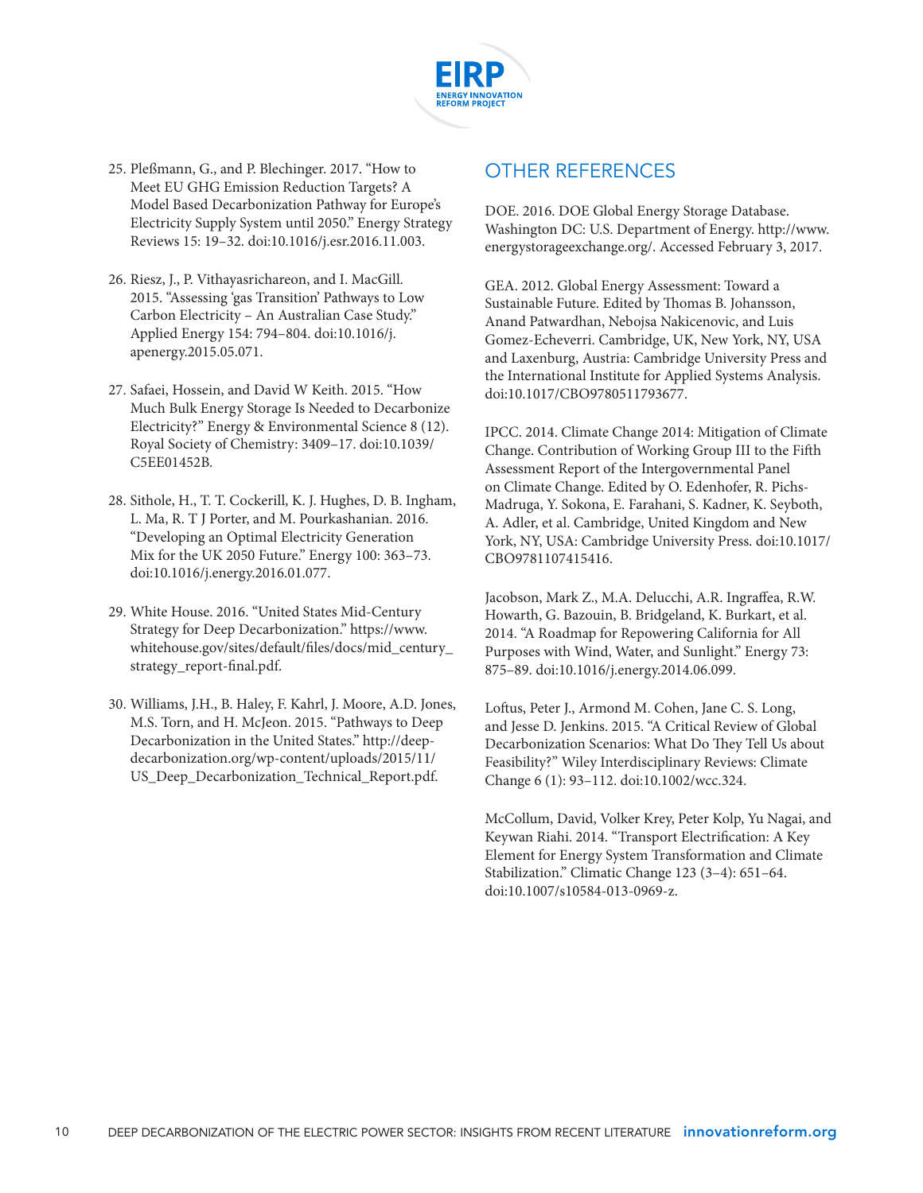25. Pleßmann, G., and P. Blechinger. 2017. "How to Meet EU GHG Emission Reduction Targets? A Model Based Decarbonization Pathway for Europe's Electricity Supply System until 2050." Energy Strategy Reviews 15: 19–32. doi:10.1016/j.esr.2016.11.003.

26. Riesz, J., P. Vithayasrichareon, and I. MacGill. 2015. "Assessing 'gas Transition' Pathways to Low Carbon Electricity – An Australian Case Study." Applied Energy 154: 794–804. doi:10.1016/j.apenergy.2015.05.071.

27. Safaei, Hossein, and David W Keith. 2015. "How Much Bulk Energy Storage Is Needed to Decarbonize Electricity?" Energy & Environmental Science 8 (12). Royal Society of Chemistry: 3409–17. doi:10.1039/C5EE01452B.

28. Sithole, H., T. T. Cockerill, K. J. Hughes, D. B. Ingham, L. Ma, R. T J Porter, and M. Pourkashanian. 2016. "Developing an Optimal Electricity Generation Mix for the UK 2050 Future." Energy 100: 363–73. doi:10.1016/j.energy.2016.01.077.

29. White House. 2016. "United States Mid-Century Strategy for Deep Decarbonization." https://www.whitehouse.gov/sites/default/files/docs/mid_century_strategy_report-final.pdf.

30. Williams, J.H., B. Haley, F. Kahrl, J. Moore, A.D. Jones, M.S. Torn, and H. McJeon. 2015. "Pathways to Deep Decarbonization in the United States." http://deep-decarbonization.org/wp-content/uploads/2015/11/US_Deep_Decarbonization_Technical_Report.pdf.

## OTHER REFERENCES

DOE. 2016. DOE Global Energy Storage Database. Washington DC: U.S. Department of Energy. http://www.energystorageexchange.org/. Accessed February 3, 2017.

GEA. 2012. Global Energy Assessment: Toward a Sustainable Future. Edited by Thomas B. Johansson, Anand Patwardhan, Nebojsa Nakicenovic, and Luis Gomez-Echeverri. Cambridge, UK, New York, NY, USA and Laxenburg, Austria: Cambridge University Press and the International Institute for Applied Systems Analysis. doi:10.1017/CBO9780511793677.

IPCC. 2014. Climate Change 2014: Mitigation of Climate Change. Contribution of Working Group III to the Fifth Assessment Report of the Intergovernmental Panel on Climate Change. Edited by O. Edenhofer, R. Pichs-Madruga, Y. Sokona, E. Farahani, S. Kadner, K. Seyboth, A. Adler, et al. Cambridge, United Kingdom and New York, NY, USA: Cambridge University Press. doi:10.1017/CBO9781107415416.

Jacobson, Mark Z., M.A. Delucchi, A.R. Ingraffea, R.W. Howarth, G. Bazouin, B. Bridgeland, K. Burkart, et al. 2014. "A Roadmap for Repowering California for All Purposes with Wind, Water, and Sunlight." Energy 73: 875–89. doi:10.1016/j.energy.2014.06.099.

Loftus, Peter J., Armond M. Cohen, Jane C. S. Long, and Jesse D. Jenkins. 2015. "A Critical Review of Global Decarbonization Scenarios: What Do They Tell Us about Feasibility?" Wiley Interdisciplinary Reviews: Climate Change 6 (1): 93–112. doi:10.1002/wcc.324.

McCollum, David, Volker Krey, Peter Kolp, Yu Nagai, and Keywan Riahi. 2014. "Transport Electrification: A Key Element for Energy System Transformation and Climate Stabilization." Climatic Change 123 (3–4): 651–64. doi:10.1007/s10584-013-0969-z.